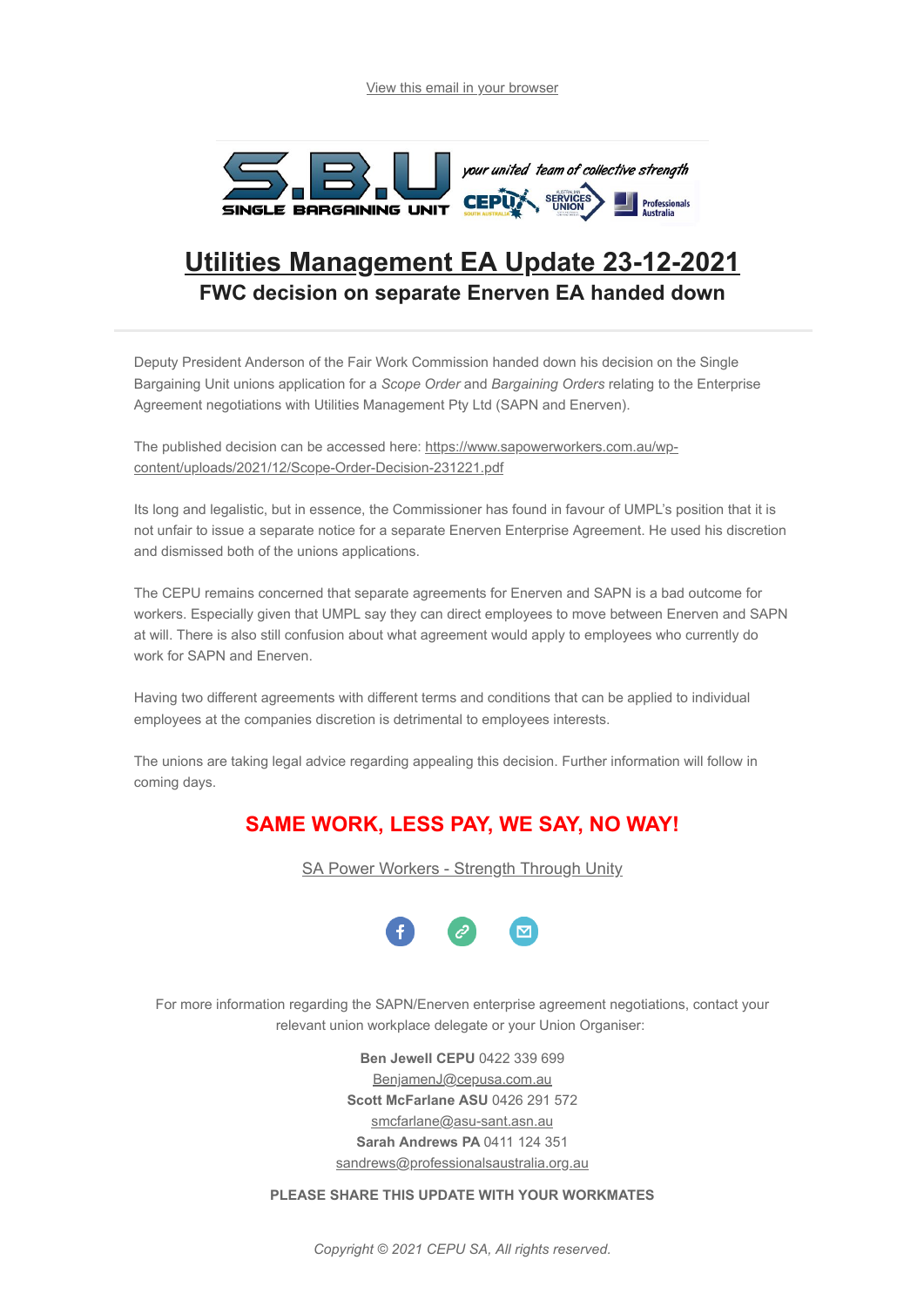View this email in your browser

# Utilities Management EA Update 23-12-2021

## FWC decision on separate Enerven EA handed down

Deputy President Anderson of the Fair Work Commission handed down his decision on the Single Bargaining Unit unions application for a *Scope Order* and *Bargaining Orders* relating to the Enterprise Agreement negotiations with Utilities Management Pty Ltd (SAPN and Enerven).

The published decision can be accessed here: https://www.sapowerworkers.com.au/wp-content/uploads/2021/12/Scope-Order-Decision-231221.pdf

Its long and legalistic, but in essence, the Commissioner has found in favour of UMPL's position that it is not unfair to issue a separate notice for a separate Enerven Enterprise Agreement. He used his discretion and dismissed both of the unions applications.

The CEPU remains concerned that separate agreements for Enerven and SAPN is a bad outcome for workers. Especially given that UMPL say they can direct employees to move between Enerven and SAPN at will. There is also still confusion about what agreement would apply to employees who currently do work for SAPN and Enerven.

Having two different agreements with different terms and conditions that can be applied to individual employees at the companies discretion is detrimental to employees interests.

The unions are taking legal advice regarding appealing this decision. Further information will follow in coming days.

**SAME WORK, LESS PAY, WE SAY, NO WAY!**

SA Power Workers - Strength Through Unity

For more information regarding the SAPN/Enerven enterprise agreement negotiations, contact your relevant union workplace delegate or your Union Organiser:

**Ben Jewell CEPU** 0422 339 699
BenjamenJ@cepusa.com.au
**Scott McFarlane ASU** 0426 291 572
smcfarlane@asu-sant.asn.au
**Sarah Andrews PA** 0411 124 351
sandrews@professionalsaustralia.org.au

**PLEASE SHARE THIS UPDATE WITH YOUR WORKMATES**

*Copyright © 2021 CEPU SA, All rights reserved.*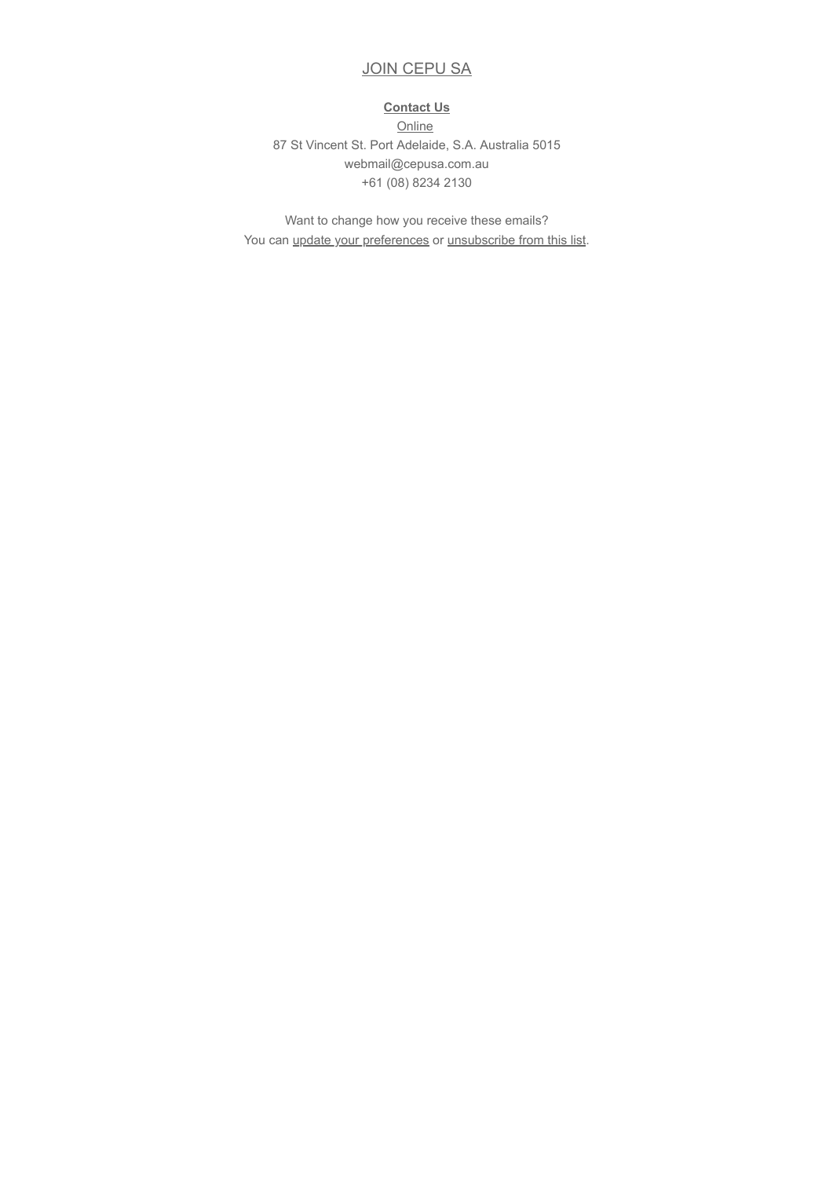JOIN CEPU SA

**Contact Us**

Online

87 St Vincent St. Port Adelaide, S.A. Australia 5015

webmail@cepusa.com.au

+61 (08) 8234 2130

Want to change how you receive these emails?

You can update your preferences or unsubscribe from this list.